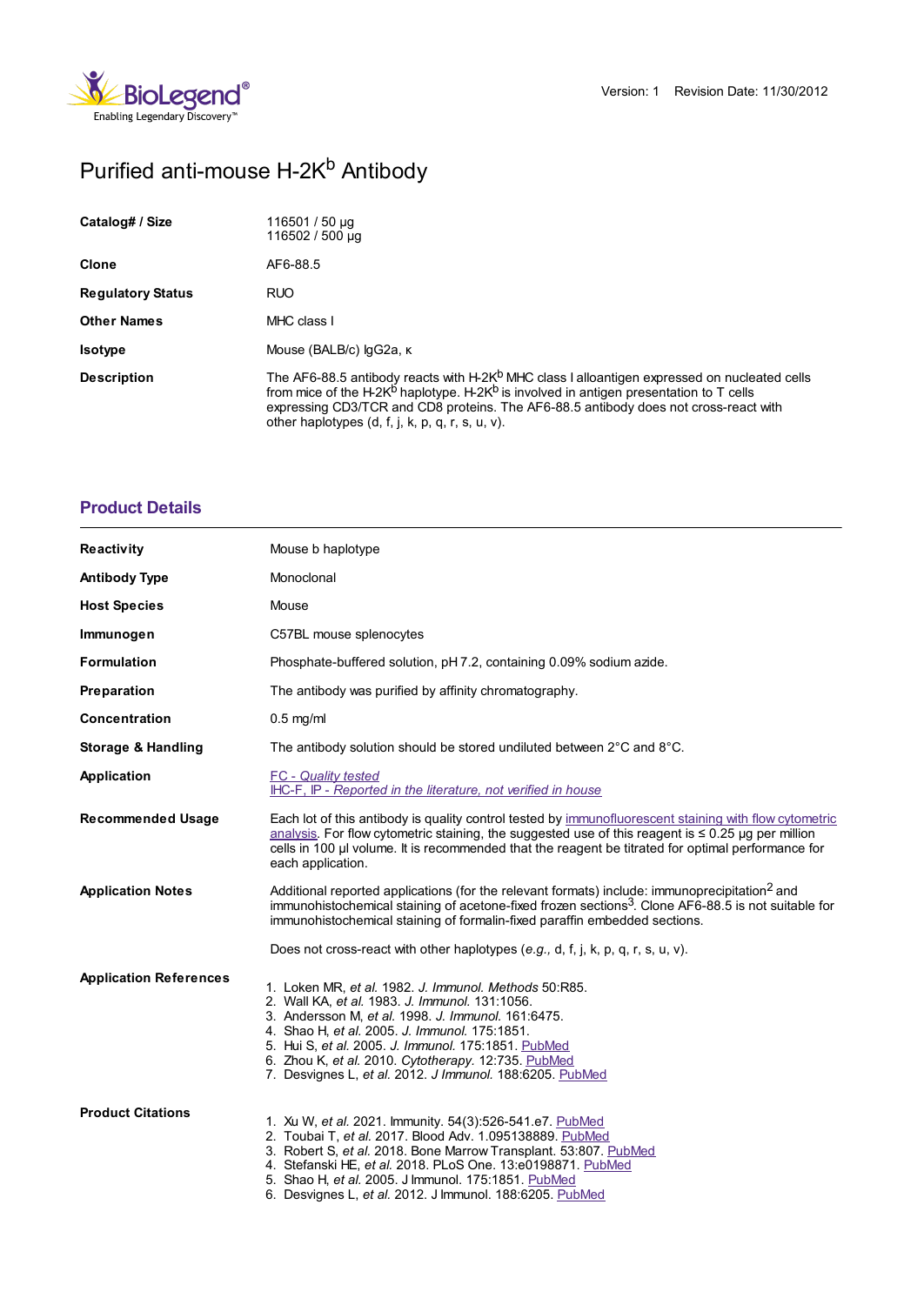Version: 1 Revision Date: 11/30/2012

# Purified anti-mouse H-2K$^b$ Antibody

| | |
|---|---|
| **Catalog# / Size** | 116501 / 50 µg<br>116502 / 500 µg |
| **Clone** | AF6-88.5 |
| **Regulatory Status** | RUO |
| **Other Names** | MHC class I |
| **Isotype** | Mouse (BALB/c) IgG2a, κ |
| **Description** | The AF6-88.5 antibody reacts with H-2K$^b$ MHC class I alloantigen expressed on nucleated cells from mice of the H-2K$^b$ haplotype. H-2K$^b$ is involved in antigen presentation to T cells expressing CD3/TCR and CD8 proteins. The AF6-88.5 antibody does not cross-react with other haplotypes (d, f, j, k, p, q, r, s, u, v). |

## Product Details

| | |
|---|---|
| **Reactivity** | Mouse b haplotype |
| **Antibody Type** | Monoclonal |
| **Host Species** | Mouse |
| **Immunogen** | C57BL mouse splenocytes |
| **Formulation** | Phosphate-buffered solution, pH 7.2, containing 0.09% sodium azide. |
| **Preparation** | The antibody was purified by affinity chromatography. |
| **Concentration** | 0.5 mg/ml |
| **Storage & Handling** | The antibody solution should be stored undiluted between 2°C and 8°C. |
| **Application** | *FC - Quality tested*<br>*IHC-F, IP - Reported in the literature, not verified in house* |
| **Recommended Usage** | Each lot of this antibody is quality control tested by immunofluorescent staining with flow cytometric analysis. For flow cytometric staining, the suggested use of this reagent is ≤ 0.25 µg per million cells in 100 µl volume. It is recommended that the reagent be titrated for optimal performance for each application. |
| **Application Notes** | Additional reported applications (for the relevant formats) include: immunoprecipitation[2] and immunohistochemical staining of acetone-fixed frozen sections[3]. Clone AF6-88.5 is not suitable for immunohistochemical staining of formalin-fixed paraffin embedded sections.<br><br>Does not cross-react with other haplotypes (*e.g.,* d, f, j, k, p, q, r, s, u, v). |

**Application References**

1. Loken MR, *et al.* 1982. *J. Immunol. Methods* 50:R85.
2. Wall KA, *et al.* 1983. *J. Immunol.* 131:1056.
3. Andersson M, *et al.* 1998. *J. Immunol.* 161:6475.
4. Shao H, *et al.* 2005. *J. Immunol.* 175:1851.
5. Hui S, *et al.* 2005. *J. Immunol.* 175:1851. PubMed
6. Zhou K, *et al.* 2010. *Cytotherapy.* 12:735. PubMed
7. Desvignes L, *et al.* 2012. *J Immunol.* 188:6205. PubMed

**Product Citations**

1. Xu W, *et al.* 2021. Immunity. 54(3):526-541.e7. PubMed
2. Toubai T, *et al.* 2017. Blood Adv. 1.095138889. PubMed
3. Robert S, *et al.* 2018. Bone Marrow Transplant. 53:807. PubMed
4. Stefanski HE, *et al.* 2018. PLoS One. 13:e0198871. PubMed
5. Shao H, *et al.* 2005. J Immunol. 175:1851. PubMed
6. Desvignes L, *et al.* 2012. J Immunol. 188:6205. PubMed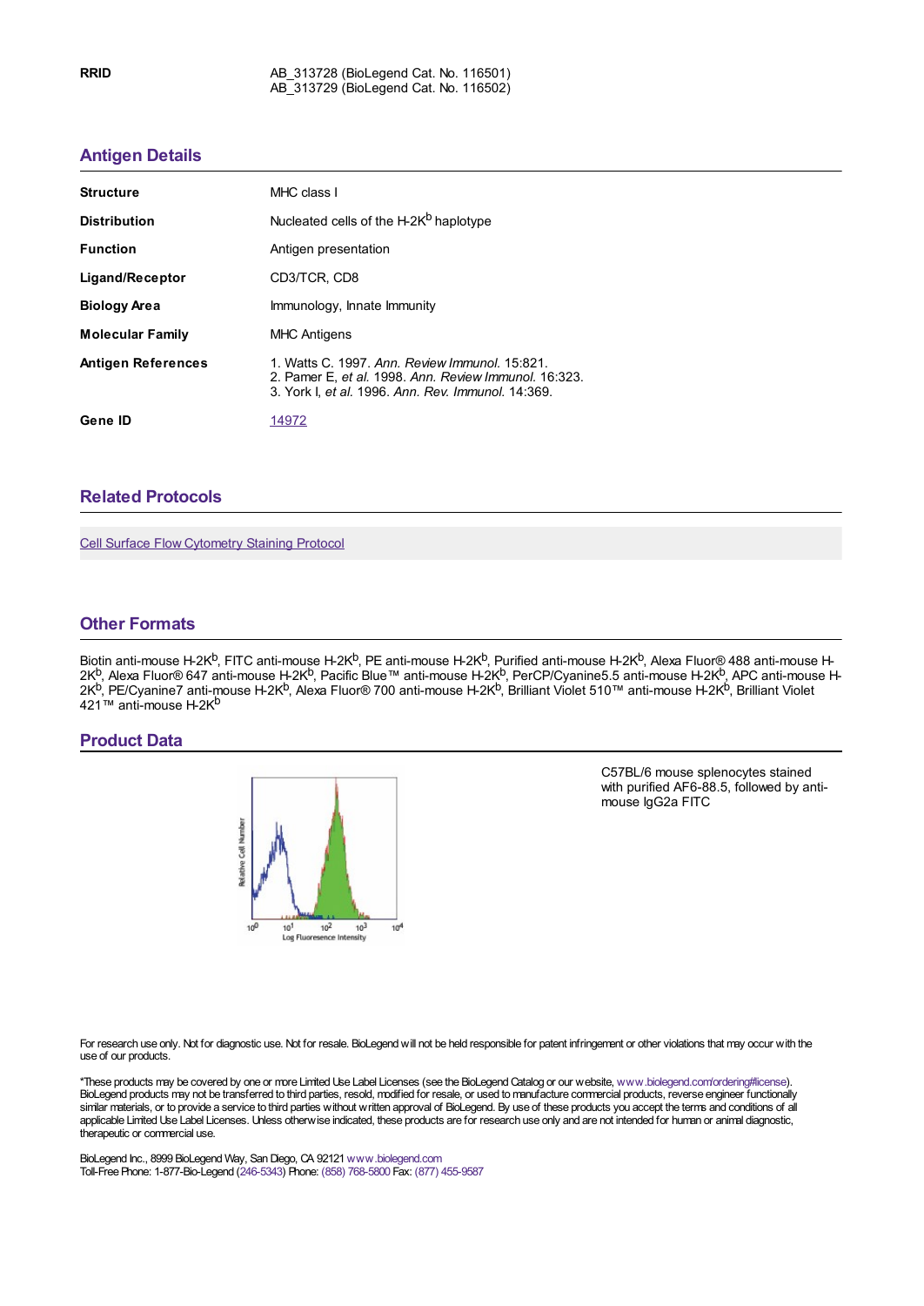| | |
|---|---|
| **RRID** | AB_313728 (BioLegend Cat. No. 116501)<br>AB_313729 (BioLegend Cat. No. 116502) |

## Antigen Details

| | |
|---|---|
| **Structure** | MHC class I |
| **Distribution** | Nucleated cells of the H-2K$^b$ haplotype |
| **Function** | Antigen presentation |
| **Ligand/Receptor** | CD3/TCR, CD8 |
| **Biology Area** | Immunology, Innate Immunity |
| **Molecular Family** | MHC Antigens |
| **Antigen References** | 1. Watts C. 1997. *Ann. Review Immunol.* 15:821.<br>2. Pamer E, *et al.* 1998. *Ann. Review Immunol.* 16:323.<br>3. York I, *et al.* 1996. *Ann. Rev. Immunol.* 14:369. |
| **Gene ID** | 14972 |

## Related Protocols

Cell Surface Flow Cytometry Staining Protocol

## Other Formats

Biotin anti-mouse H-2K$^b$, FITC anti-mouse H-2K$^b$, PE anti-mouse H-2K$^b$, Purified anti-mouse H-2K$^b$, Alexa Fluor® 488 anti-mouse H-2K$^b$, Alexa Fluor® 647 anti-mouse H-2K$^b$, Pacific Blue™ anti-mouse H-2K$^b$, PerCP/Cyanine5.5 anti-mouse H-2K$^b$, APC anti-mouse H-2K$^b$, PE/Cyanine7 anti-mouse H-2K$^b$, Alexa Fluor® 700 anti-mouse H-2K$^b$, Brilliant Violet 510™ anti-mouse H-2K$^b$, Brilliant Violet 421™ anti-mouse H-2K$^b$

## Product Data

Relative Cell Number

$10^0$ $10^1$ $10^2$ $10^3$ $10^4$

Log Fluorescence Intensity

C57BL/6 mouse splenocytes stained with purified AF6-88.5, followed by anti-mouse IgG2a FITC

For research use only. Not for diagnostic use. Not for resale. BioLegend will not be held responsible for patent infringement or other violations that may occur with the use of our products.

*These products may be covered by one or more Limited Use Label Licenses (see the BioLegend Catalog or our website, www.biolegend.com/ordering#license). BioLegend products may not be transferred to third parties, resold, modified for resale, or used to manufacture commercial products, reverse engineer functionally similar materials, or to provide a service to third parties without written approval of BioLegend. By use of these products you accept the terms and conditions of all applicable Limited Use Label Licenses. Unless otherwise indicated, these products are for research use only and are not intended for human or animal diagnostic, therapeutic or commercial use.

BioLegend Inc., 8999 BioLegend Way, San Diego, CA 92121 www.biolegend.com
Toll-Free Phone: 1-877-Bio-Legend (246-5343) Phone: (858) 768-5800 Fax: (877) 455-9587